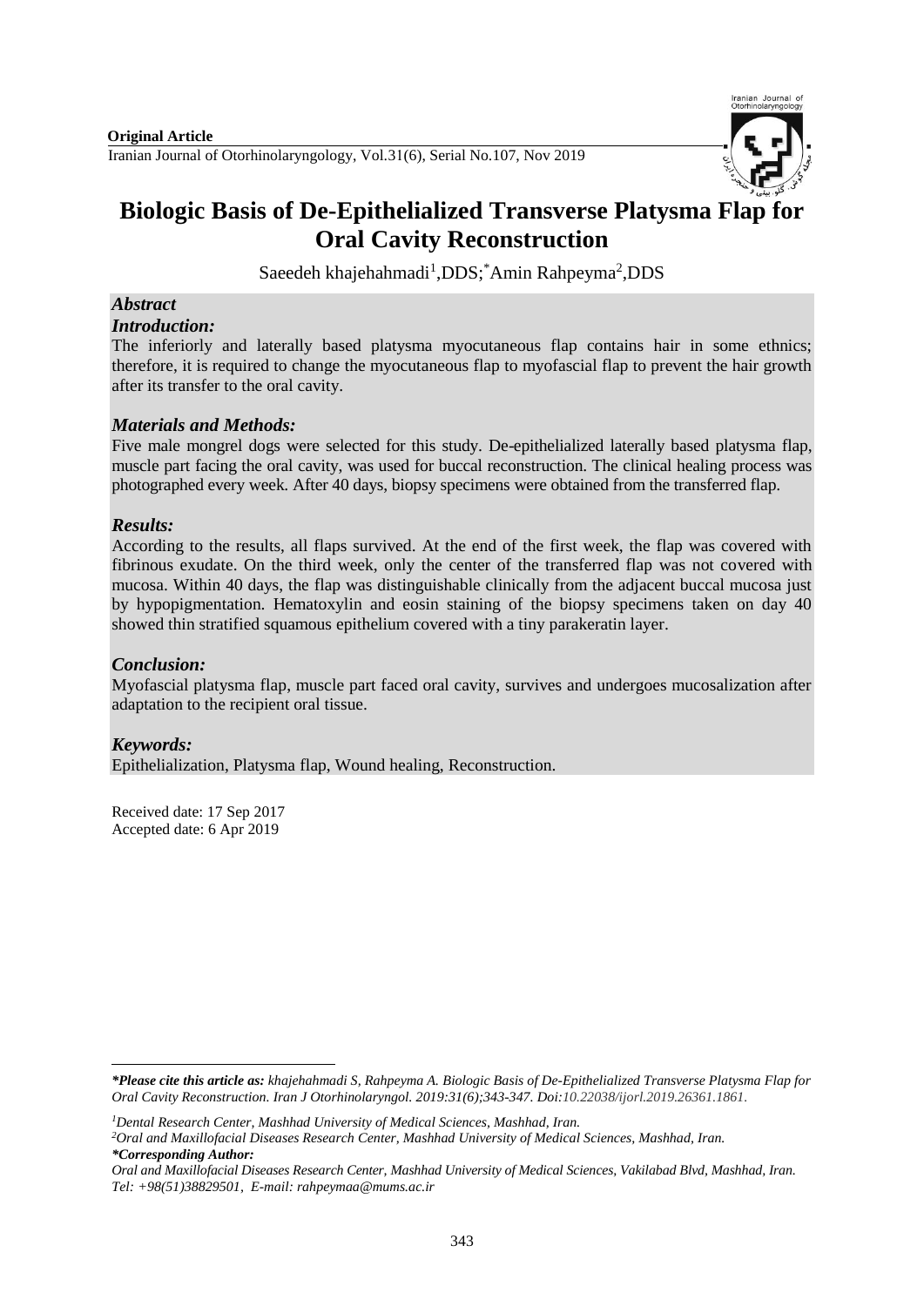**Original Article**

# Biologic Basis of De-Epithelialized Transverse Platysma Flap for Oral Cavity Reconstruction

Saeedeh khajehahmadi[1],DDS; *Amin Rahpeyma[2],DDS

## *Abstract*

### *Introduction:*

The inferiorly and laterally based platysma myocutaneous flap contains hair in some ethnics; therefore, it is required to change the myocutaneous flap to myofascial flap to prevent the hair growth after its transfer to the oral cavity.

### *Materials and Methods:*

Five male mongrel dogs were selected for this study. De-epithelialized laterally based platysma flap, muscle part facing the oral cavity, was used for buccal reconstruction. The clinical healing process was photographed every week. After 40 days, biopsy specimens were obtained from the transferred flap.

### *Results:*

According to the results, all flaps survived. At the end of the first week, the flap was covered with fibrinous exudate. On the third week, only the center of the transferred flap was not covered with mucosa. Within 40 days, the flap was distinguishable clinically from the adjacent buccal mucosa just by hypopigmentation. Hematoxylin and eosin staining of the biopsy specimens taken on day 40 showed thin stratified squamous epithelium covered with a tiny parakeratin layer.

### *Conclusion:*

Myofascial platysma flap, muscle part faced oral cavity, survives and undergoes mucosalization after adaptation to the recipient oral tissue.

### *Keywords:*

Epithelialization, Platysma flap, Wound healing, Reconstruction.

Received date: 17 Sep 2017
Accepted date: 6 Apr 2019

---

***Please cite this article as:** *khajehahmadi S, Rahpeyma A. Biologic Basis of De-Epithelialized Transverse Platysma Flap for Oral Cavity Reconstruction. Iran J Otorhinolaryngol. 2019:31(6);343-347. Doi:10.22038/ijorl.2019.26361.1861.*

[1]*Dental Research Center, Mashhad University of Medical Sciences, Mashhad, Iran.*

[2]*Oral and Maxillofacial Diseases Research Center, Mashhad University of Medical Sciences, Mashhad, Iran.*

***Corresponding Author:***

*Oral and Maxillofacial Diseases Research Center, Mashhad University of Medical Sciences, Vakilabad Blvd, Mashhad, Iran. Tel: +98(51)38829501, E-mail: rahpeymaa@mums.ac.ir*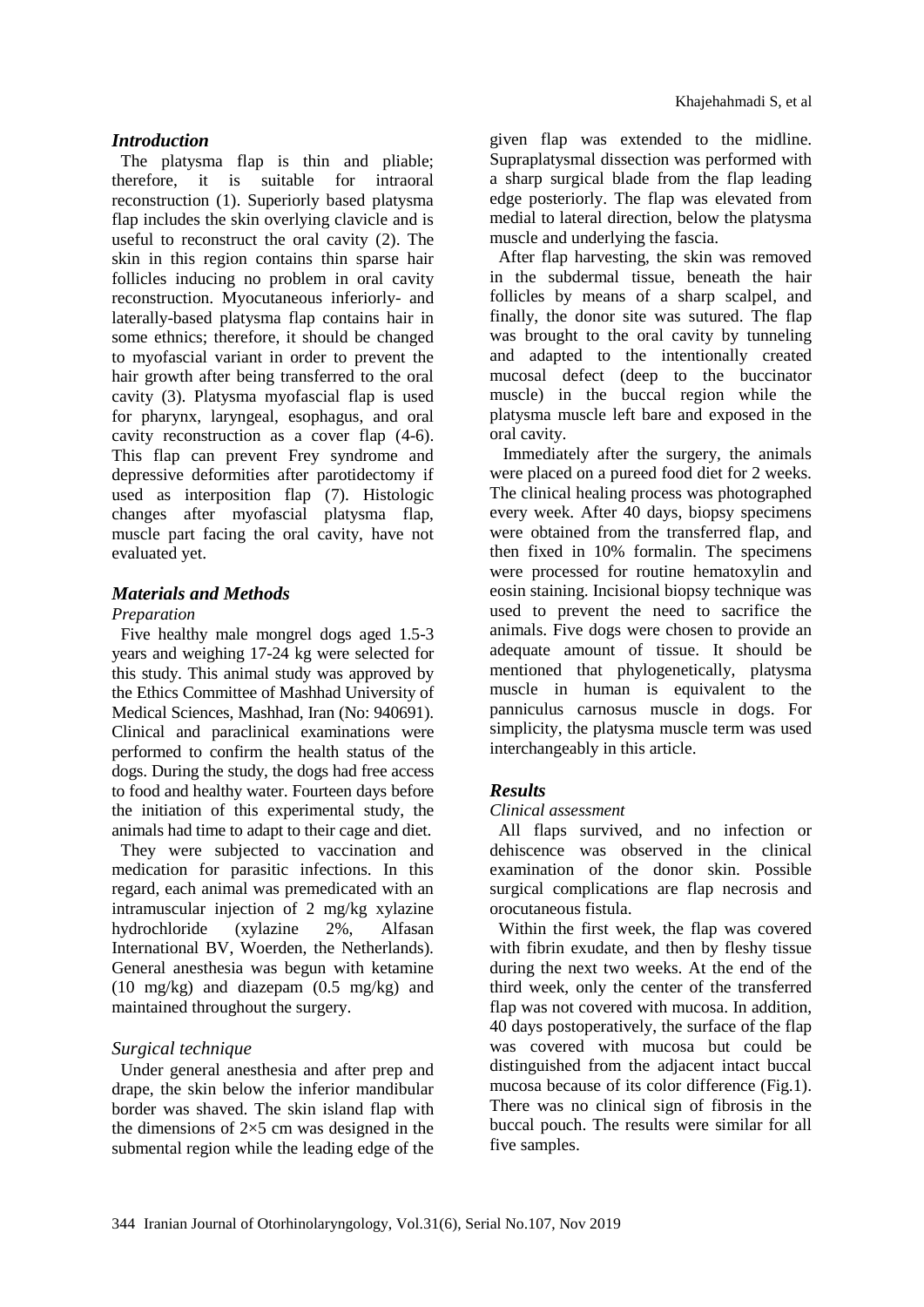## *Introduction*

The platysma flap is thin and pliable; therefore, it is suitable for intraoral reconstruction (1). Superiorly based platysma flap includes the skin overlying clavicle and is useful to reconstruct the oral cavity (2). The skin in this region contains thin sparse hair follicles inducing no problem in oral cavity reconstruction. Myocutaneous inferiorly- and laterally-based platysma flap contains hair in some ethnics; therefore, it should be changed to myofascial variant in order to prevent the hair growth after being transferred to the oral cavity (3). Platysma myofascial flap is used for pharynx, laryngeal, esophagus, and oral cavity reconstruction as a cover flap (4-6). This flap can prevent Frey syndrome and depressive deformities after parotidectomy if used as interposition flap (7). Histologic changes after myofascial platysma flap, muscle part facing the oral cavity, have not evaluated yet.

## *Materials and Methods*

### *Preparation*

Five healthy male mongrel dogs aged 1.5-3 years and weighing 17-24 kg were selected for this study. This animal study was approved by the Ethics Committee of Mashhad University of Medical Sciences, Mashhad, Iran (No: 940691). Clinical and paraclinical examinations were performed to confirm the health status of the dogs. During the study, the dogs had free access to food and healthy water. Fourteen days before the initiation of this experimental study, the animals had time to adapt to their cage and diet.

They were subjected to vaccination and medication for parasitic infections. In this regard, each animal was premedicated with an intramuscular injection of 2 mg/kg xylazine hydrochloride (xylazine 2%, Alfasan International BV, Woerden, the Netherlands). General anesthesia was begun with ketamine (10 mg/kg) and diazepam (0.5 mg/kg) and maintained throughout the surgery.

### *Surgical technique*

Under general anesthesia and after prep and drape, the skin below the inferior mandibular border was shaved. The skin island flap with the dimensions of 2×5 cm was designed in the submental region while the leading edge of the given flap was extended to the midline. Supraplatysmal dissection was performed with a sharp surgical blade from the flap leading edge posteriorly. The flap was elevated from medial to lateral direction, below the platysma muscle and underlying the fascia.

After flap harvesting, the skin was removed in the subdermal tissue, beneath the hair follicles by means of a sharp scalpel, and finally, the donor site was sutured. The flap was brought to the oral cavity by tunneling and adapted to the intentionally created mucosal defect (deep to the buccinator muscle) in the buccal region while the platysma muscle left bare and exposed in the oral cavity.

Immediately after the surgery, the animals were placed on a pureed food diet for 2 weeks. The clinical healing process was photographed every week. After 40 days, biopsy specimens were obtained from the transferred flap, and then fixed in 10% formalin. The specimens were processed for routine hematoxylin and eosin staining. Incisional biopsy technique was used to prevent the need to sacrifice the animals. Five dogs were chosen to provide an adequate amount of tissue. It should be mentioned that phylogenetically, platysma muscle in human is equivalent to the panniculus carnosus muscle in dogs. For simplicity, the platysma muscle term was used interchangeably in this article.

## *Results*

### *Clinical assessment*

All flaps survived, and no infection or dehiscence was observed in the clinical examination of the donor skin. Possible surgical complications are flap necrosis and orocutaneous fistula.

Within the first week, the flap was covered with fibrin exudate, and then by fleshy tissue during the next two weeks. At the end of the third week, only the center of the transferred flap was not covered with mucosa. In addition, 40 days postoperatively, the surface of the flap was covered with mucosa but could be distinguished from the adjacent intact buccal mucosa because of its color difference (Fig.1). There was no clinical sign of fibrosis in the buccal pouch. The results were similar for all five samples.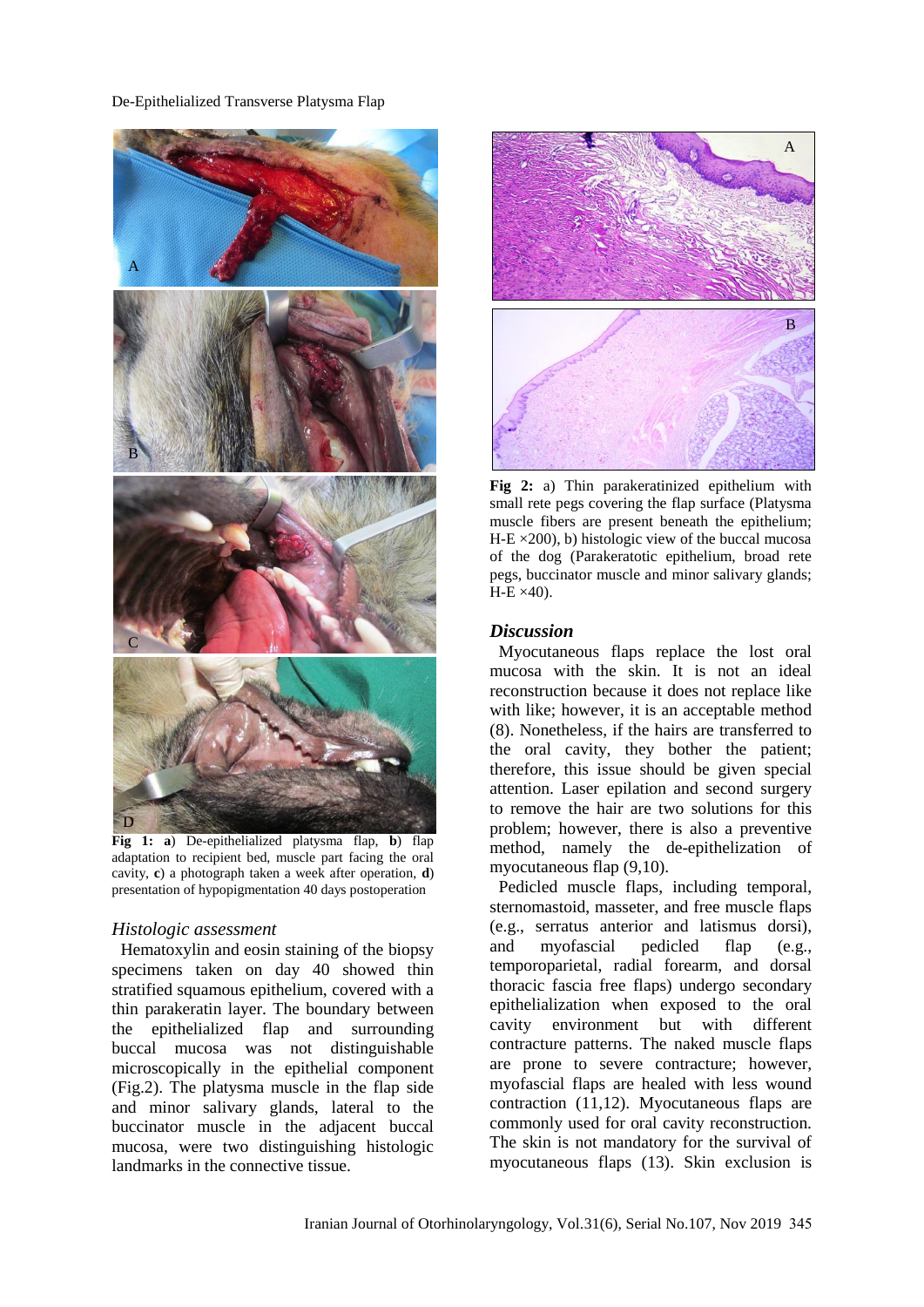**Fig 1: a**) De-epithelialized platysma flap, **b**) flap adaptation to recipient bed, muscle part facing the oral cavity, **c**) a photograph taken a week after operation, **d**) presentation of hypopigmentation 40 days postoperation

### *Histologic assessment*

Hematoxylin and eosin staining of the biopsy specimens taken on day 40 showed thin stratified squamous epithelium, covered with a thin parakeratin layer. The boundary between the epithelialized flap and surrounding buccal mucosa was not distinguishable microscopically in the epithelial component (Fig.2). The platysma muscle in the flap side and minor salivary glands, lateral to the buccinator muscle in the adjacent buccal mucosa, were two distinguishing histologic landmarks in the connective tissue.

**Fig 2:** a) Thin parakeratinized epithelium with small rete pegs covering the flap surface (Platysma muscle fibers are present beneath the epithelium; H-E ×200), b) histologic view of the buccal mucosa of the dog (Parakeratotic epithelium, broad rete pegs, buccinator muscle and minor salivary glands; H-E ×40).

## *Discussion*

Myocutaneous flaps replace the lost oral mucosa with the skin. It is not an ideal reconstruction because it does not replace like with like; however, it is an acceptable method (8). Nonetheless, if the hairs are transferred to the oral cavity, they bother the patient; therefore, this issue should be given special attention. Laser epilation and second surgery to remove the hair are two solutions for this problem; however, there is also a preventive method, namely the de-epithelization of myocutaneous flap (9,10).

Pedicled muscle flaps, including temporal, sternomastoid, masseter, and free muscle flaps (e.g., serratus anterior and latismus dorsi), and myofascial pedicled flap (e.g., temporoparietal, radial forearm, and dorsal thoracic fascia free flaps) undergo secondary epithelialization when exposed to the oral cavity environment but with different contracture patterns. The naked muscle flaps are prone to severe contracture; however, myofascial flaps are healed with less wound contraction (11,12). Myocutaneous flaps are commonly used for oral cavity reconstruction. The skin is not mandatory for the survival of myocutaneous flaps (13). Skin exclusion is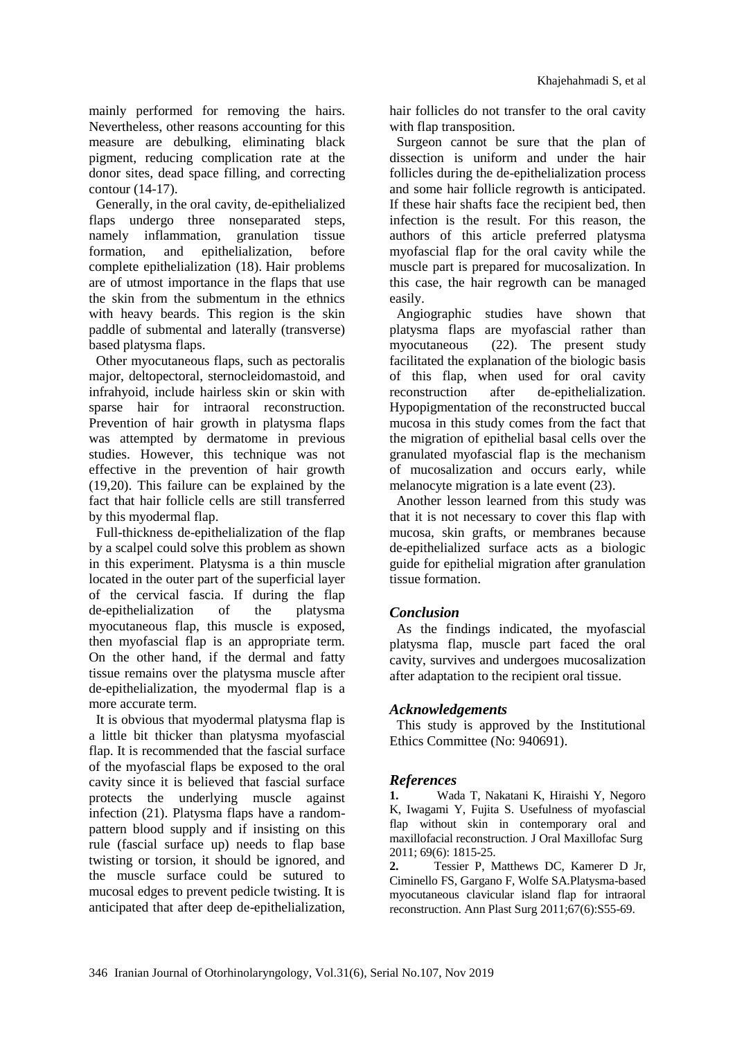mainly performed for removing the hairs. Nevertheless, other reasons accounting for this measure are debulking, eliminating black pigment, reducing complication rate at the donor sites, dead space filling, and correcting contour (14-17).

Generally, in the oral cavity, de-epithelialized flaps undergo three nonseparated steps, namely inflammation, granulation tissue formation, and epithelialization, before complete epithelialization (18). Hair problems are of utmost importance in the flaps that use the skin from the submentum in the ethnics with heavy beards. This region is the skin paddle of submental and laterally (transverse) based platysma flaps.

Other myocutaneous flaps, such as pectoralis major, deltopectoral, sternocleidomastoid, and infrahyoid, include hairless skin or skin with sparse hair for intraoral reconstruction. Prevention of hair growth in platysma flaps was attempted by dermatome in previous studies. However, this technique was not effective in the prevention of hair growth (19,20). This failure can be explained by the fact that hair follicle cells are still transferred by this myodermal flap.

Full-thickness de-epithelialization of the flap by a scalpel could solve this problem as shown in this experiment. Platysma is a thin muscle located in the outer part of the superficial layer of the cervical fascia. If during the flap de-epithelialization of the platysma myocutaneous flap, this muscle is exposed, then myofascial flap is an appropriate term. On the other hand, if the dermal and fatty tissue remains over the platysma muscle after de-epithelialization, the myodermal flap is a more accurate term.

It is obvious that myodermal platysma flap is a little bit thicker than platysma myofascial flap. It is recommended that the fascial surface of the myofascial flaps be exposed to the oral cavity since it is believed that fascial surface protects the underlying muscle against infection (21). Platysma flaps have a random-pattern blood supply and if insisting on this rule (fascial surface up) needs to flap base twisting or torsion, it should be ignored, and the muscle surface could be sutured to mucosal edges to prevent pedicle twisting. It is anticipated that after deep de-epithelialization, hair follicles do not transfer to the oral cavity with flap transposition.

Surgeon cannot be sure that the plan of dissection is uniform and under the hair follicles during the de-epithelialization process and some hair follicle regrowth is anticipated. If these hair shafts face the recipient bed, then infection is the result. For this reason, the authors of this article preferred platysma myofascial flap for the oral cavity while the muscle part is prepared for mucosalization. In this case, the hair regrowth can be managed easily.

Angiographic studies have shown that platysma flaps are myofascial rather than myocutaneous (22). The present study facilitated the explanation of the biologic basis of this flap, when used for oral cavity reconstruction after de-epithelialization. Hypopigmentation of the reconstructed buccal mucosa in this study comes from the fact that the migration of epithelial basal cells over the granulated myofascial flap is the mechanism of mucosalization and occurs early, while melanocyte migration is a late event (23).

Another lesson learned from this study was that it is not necessary to cover this flap with mucosa, skin grafts, or membranes because de-epithelialized surface acts as a biologic guide for epithelial migration after granulation tissue formation.

## *Conclusion*

As the findings indicated, the myofascial platysma flap, muscle part faced the oral cavity, survives and undergoes mucosalization after adaptation to the recipient oral tissue.

## *Acknowledgements*

This study is approved by the Institutional Ethics Committee (No: 940691).

## *References*

**1.** Wada T, Nakatani K, Hiraishi Y, Negoro K, Iwagami Y, Fujita S. Usefulness of myofascial flap without skin in contemporary oral and maxillofacial reconstruction. J Oral Maxillofac Surg 2011; 69(6): 1815-25.

**2.** Tessier P, Matthews DC, Kamerer D Jr, Ciminello FS, Gargano F, Wolfe SA.Platysma-based myocutaneous clavicular island flap for intraoral reconstruction. Ann Plast Surg 2011;67(6):S55-69.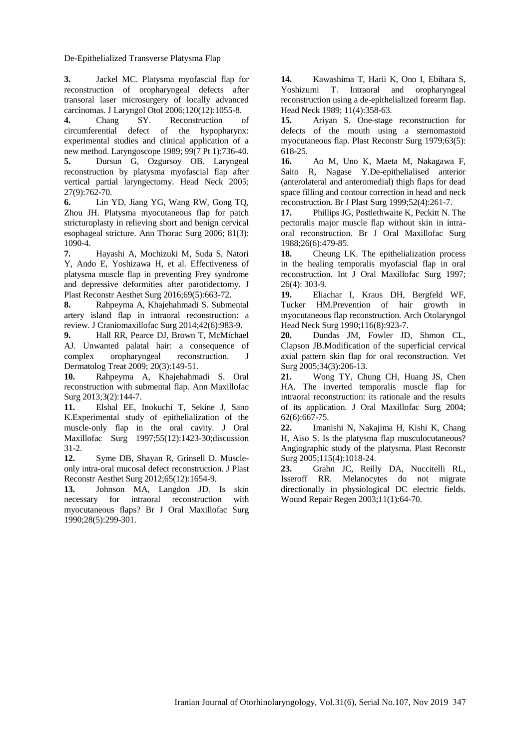**3.** Jackel MC. Platysma myofascial flap for reconstruction of oropharyngeal defects after transoral laser microsurgery of locally advanced carcinomas. J Laryngol Otol 2006;120(12):1055-8.

**4.** Chang SY. Reconstruction of circumferential defect of the hypopharynx: experimental studies and clinical application of a new method. Laryngoscope 1989; 99(7 Pt 1):736-40.

**5.** Dursun G, Ozgursoy OB. Laryngeal reconstruction by platysma myofascial flap after vertical partial laryngectomy. Head Neck 2005; 27(9):762-70.

**6.** Lin YD, Jiang YG, Wang RW, Gong TQ, Zhou JH. Platysma myocutaneous flap for patch stricturoplasty in relieving short and benign cervical esophageal stricture. Ann Thorac Surg 2006; 81(3): 1090-4.

**7.** Hayashi A, Mochizuki M, Suda S, Natori Y, Ando E, Yoshizawa H, et al. Effectiveness of platysma muscle flap in preventing Frey syndrome and depressive deformities after parotidectomy. J Plast Reconstr Aesthet Surg 2016;69(5):663-72.

**8.** Rahpeyma A, Khajehahmadi S. Submental artery island flap in intraoral reconstruction: a review. J Craniomaxillofac Surg 2014;42(6):983-9.

**9.** Hall RR, Pearce DJ, Brown T, McMichael AJ. Unwanted palatal hair: a consequence of complex oropharyngeal reconstruction. J Dermatolog Treat 2009; 20(3):149-51.

**10.** Rahpeyma A, Khajehahmadi S. Oral reconstruction with submental flap. Ann Maxillofac Surg 2013;3(2):144-7.

**11.** Elshal EE, Inokuchi T, Sekine J, Sano K.Experimental study of epithelialization of the muscle-only flap in the oral cavity. J Oral Maxillofac Surg 1997;55(12):1423-30;discussion 31-2.

**12.** Syme DB, Shayan R, Grinsell D. Muscle-only intra-oral mucosal defect reconstruction. J Plast Reconstr Aesthet Surg 2012;65(12):1654-9.

**13.** Johnson MA, Langdon JD. Is skin necessary for intraoral reconstruction with myocutaneous flaps? Br J Oral Maxillofac Surg 1990;28(5):299-301.

**14.** Kawashima T, Harii K, Ono I, Ebihara S, Yoshizumi T. Intraoral and oropharyngeal reconstruction using a de-epithelialized forearm flap. Head Neck 1989; 11(4):358-63.

**15.** Ariyan S. One-stage reconstruction for defects of the mouth using a sternomastoid myocutaneous flap. Plast Reconstr Surg 1979;63(5): 618-25.

**16.** Ao M, Uno K, Maeta M, Nakagawa F, Saito R, Nagase Y.De-epithelialised anterior (anterolateral and anteromedial) thigh flaps for dead space filling and contour correction in head and neck reconstruction. Br J Plast Surg 1999;52(4):261-7.

**17.** Phillips JG, Postlethwaite K, Peckitt N. The pectoralis major muscle flap without skin in intra-oral reconstruction. Br J Oral Maxillofac Surg 1988;26(6):479-85.

**18.** Cheung LK. The epithelialization process in the healing temporalis myofascial flap in oral reconstruction. Int J Oral Maxillofac Surg 1997; 26(4): 303-9.

**19.** Eliachar I, Kraus DH, Bergfeld WF, Tucker HM.Prevention of hair growth in myocutaneous flap reconstruction. Arch Otolaryngol Head Neck Surg 1990;116(8):923-7.

**20.** Dundas JM, Fowler JD, Shmon CL, Clapson JB.Modification of the superficial cervical axial pattern skin flap for oral reconstruction. Vet Surg 2005;34(3):206-13.

**21.** Wong TY, Chung CH, Huang JS, Chen HA. The inverted temporalis muscle flap for intraoral reconstruction: its rationale and the results of its application. J Oral Maxillofac Surg 2004; 62(6):667-75.

**22.** Imanishi N, Nakajima H, Kishi K, Chang H, Aiso S. Is the platysma flap musculocutaneous? Angiographic study of the platysma. Plast Reconstr Surg 2005;115(4):1018-24.

**23.** Grahn JC, Reilly DA, Nuccitelli RL, Isseroff RR. Melanocytes do not migrate directionally in physiological DC electric fields. Wound Repair Regen 2003;11(1):64-70.